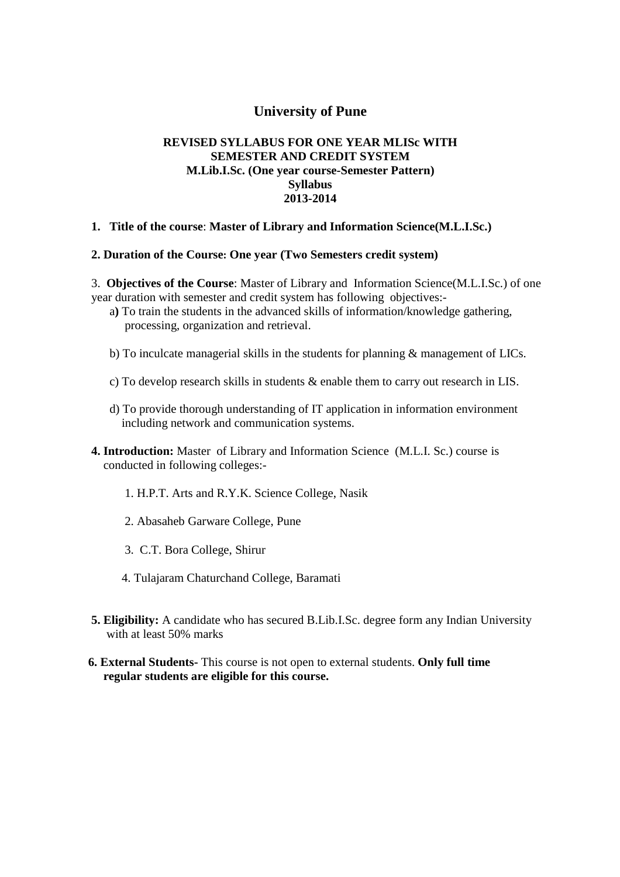# University of Pune

**REVISED SYLLABUS FOR ONE YEAR MLISc WITH SEMESTER AND CREDIT SYSTEM**
**M.Lib.I.Sc. (One year course-Semester Pattern)**
**Syllabus**
**2013-2014**

1. **Title of the course**: **Master of Library and Information Science(M.L.I.Sc.)**

**2. Duration of the Course: One year (Two Semesters credit system)**

3. **Objectives of the Course**: Master of Library and Information Science(M.L.I.Sc.) of one year duration with semester and credit system has following objectives:-

   a**)** To train the students in the advanced skills of information/knowledge gathering, processing, organization and retrieval.

   b) To inculcate managerial skills in the students for planning & management of LICs.

   c) To develop research skills in students & enable them to carry out research in LIS.

   d) To provide thorough understanding of IT application in information environment including network and communication systems.

**4. Introduction:** Master of Library and Information Science (M.L.I. Sc.) course is conducted in following colleges:-

1. H.P.T. Arts and R.Y.K. Science College, Nasik
2. Abasaheb Garware College, Pune
3. C.T. Bora College, Shirur
4. Tulajaram Chaturchand College, Baramati

**5. Eligibility:** A candidate who has secured B.Lib.I.Sc. degree form any Indian University with at least 50% marks

**6. External Students-** This course is not open to external students. **Only full time regular students are eligible for this course.**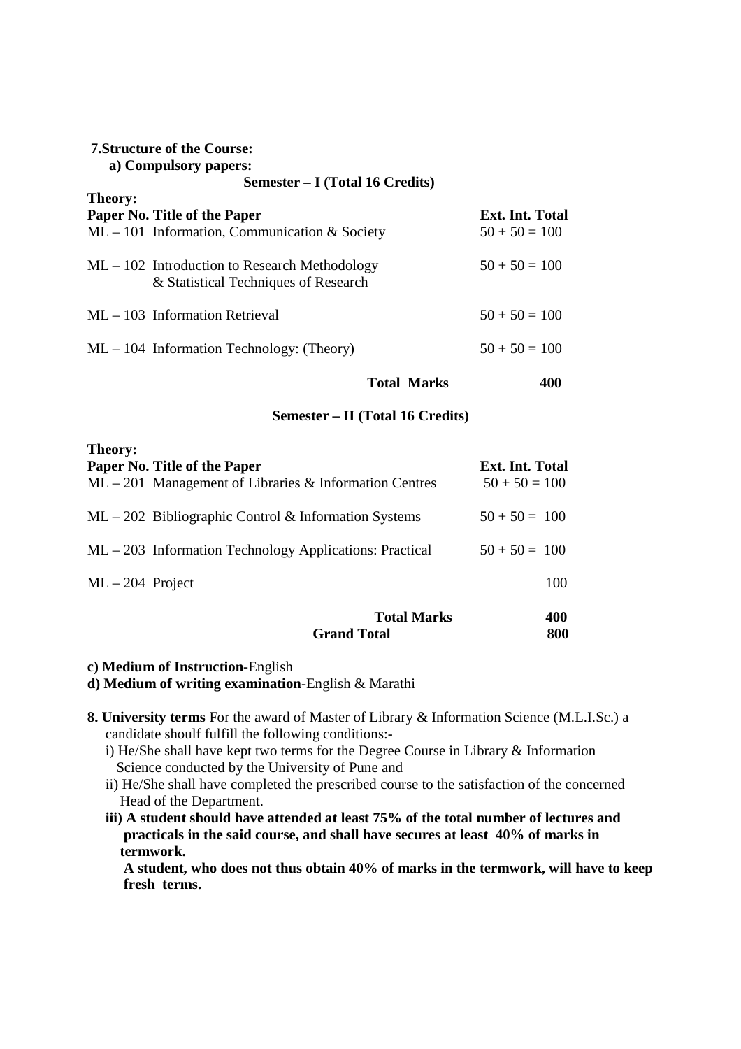**7.Structure of the Course:**

**a) Compulsory papers:**

**Semester – I (Total 16 Credits)**

**Theory:**

| Paper No. | Title of the Paper | Ext. Int. Total |
|---|---|---|
| ML – 101 | Information, Communication & Society | 50 + 50 = 100 |
| ML – 102 | Introduction to Research Methodology & Statistical Techniques of Research | 50 + 50 = 100 |
| ML – 103 | Information Retrieval | 50 + 50 = 100 |
| ML – 104 | Information Technology: (Theory) | 50 + 50 = 100 |
| | **Total Marks** | **400** |

**Semester – II (Total 16 Credits)**

**Theory:**

| Paper No. | Title of the Paper | Ext. Int. Total |
|---|---|---|
| ML – 201 | Management of Libraries & Information Centres | 50 + 50 = 100 |
| ML – 202 | Bibliographic Control & Information Systems | 50 + 50 = 100 |
| ML – 203 | Information Technology Applications: Practical | 50 + 50 = 100 |
| ML – 204 | Project | 100 |
| | **Total Marks** | **400** |
| | **Grand Total** | **800** |

**c) Medium of Instruction**-English

**d) Medium of writing examination**-English & Marathi

**8. University terms** For the award of Master of Library & Information Science (M.L.I.Sc.) a candidate shoulf fulfill the following conditions:-

i) He/She shall have kept two terms for the Degree Course in Library & Information Science conducted by the University of Pune and

ii) He/She shall have completed the prescribed course to the satisfaction of the concerned Head of the Department.

**iii) A student should have attended at least 75% of the total number of lectures and practicals in the said course, and shall have secures at least 40% of marks in termwork.**

**A student, who does not thus obtain 40% of marks in the termwork, will have to keep fresh terms.**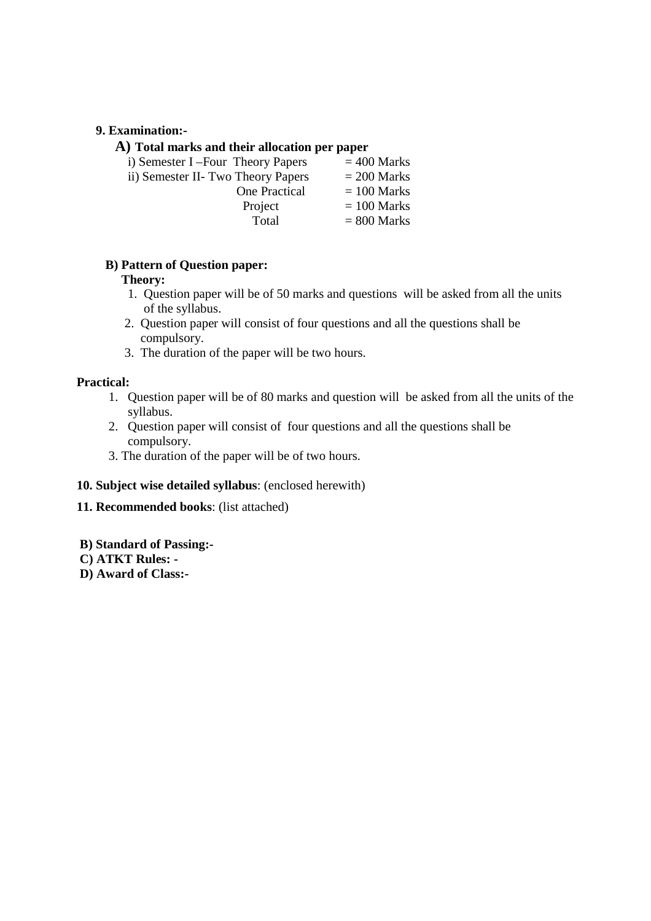**9. Examination:-**

**A) Total marks and their allocation per paper**

| | |
|---|---|
| i) Semester I –Four Theory Papers | = 400 Marks |
| ii) Semester II- Two Theory Papers | = 200 Marks |
| One Practical | = 100 Marks |
| Project | = 100 Marks |
| Total | = 800 Marks |

**B) Pattern of Question paper:**

**Theory:**

1. Question paper will be of 50 marks and questions will be asked from all the units of the syllabus.
2. Question paper will consist of four questions and all the questions shall be compulsory.
3. The duration of the paper will be two hours.

**Practical:**

1. Question paper will be of 80 marks and question will be asked from all the units of the syllabus.
2. Question paper will consist of four questions and all the questions shall be compulsory.
3. The duration of the paper will be of two hours.

**10. Subject wise detailed syllabus**: (enclosed herewith)

**11. Recommended books**: (list attached)

**B) Standard of Passing:-**

**C) ATKT Rules: -**

**D) Award of Class:-**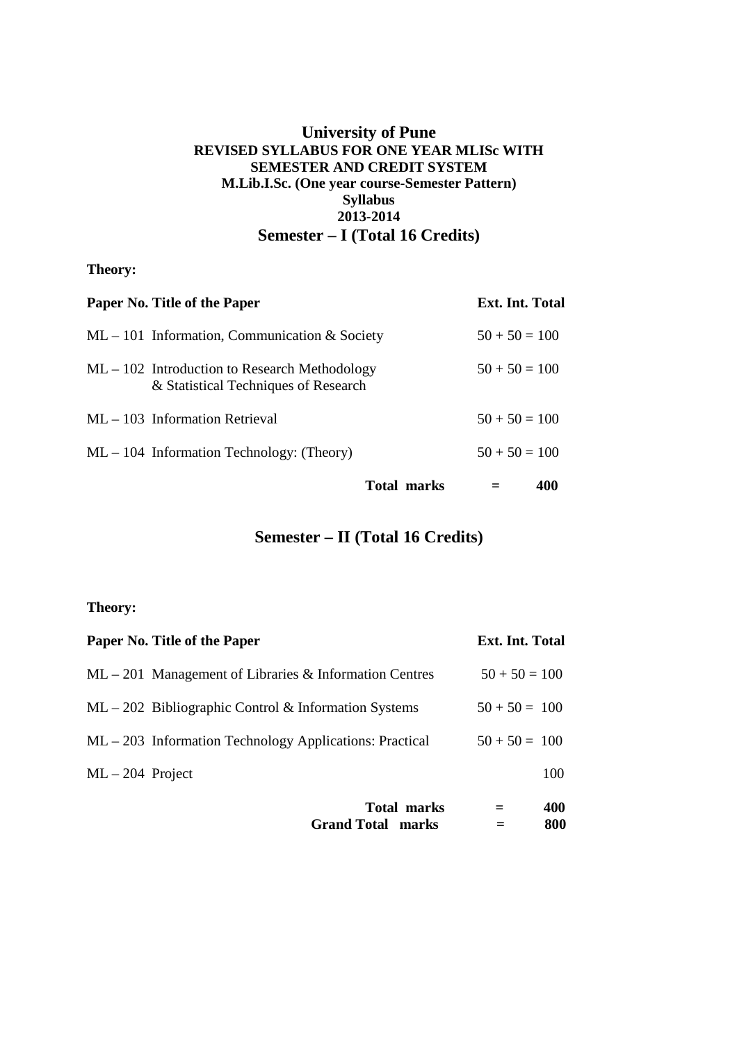# University of Pune

## REVISED SYLLABUS FOR ONE YEAR MLISc WITH SEMESTER AND CREDIT SYSTEM

### M.Lib.I.Sc. (One year course-Semester Pattern)

### Syllabus

### 2013-2014

## Semester – I (Total 16 Credits)

**Theory:**

| Paper No. | Title of the Paper | Ext. Int. Total |
|---|---|---|
| ML – 101 | Information, Communication & Society | 50 + 50 = 100 |
| ML – 102 | Introduction to Research Methodology & Statistical Techniques of Research | 50 + 50 = 100 |
| ML – 103 | Information Retrieval | 50 + 50 = 100 |
| ML – 104 | Information Technology: (Theory) | 50 + 50 = 100 |
| | **Total marks** | **= 400** |

## Semester – II (Total 16 Credits)

**Theory:**

| Paper No. | Title of the Paper | Ext. Int. Total |
|---|---|---|
| ML – 201 | Management of Libraries & Information Centres | 50 + 50 = 100 |
| ML – 202 | Bibliographic Control & Information Systems | 50 + 50 = 100 |
| ML – 203 | Information Technology Applications: Practical | 50 + 50 = 100 |
| ML – 204 | Project | 100 |
| | **Total marks** | **= 400** |
| | **Grand Total marks** | **= 800** |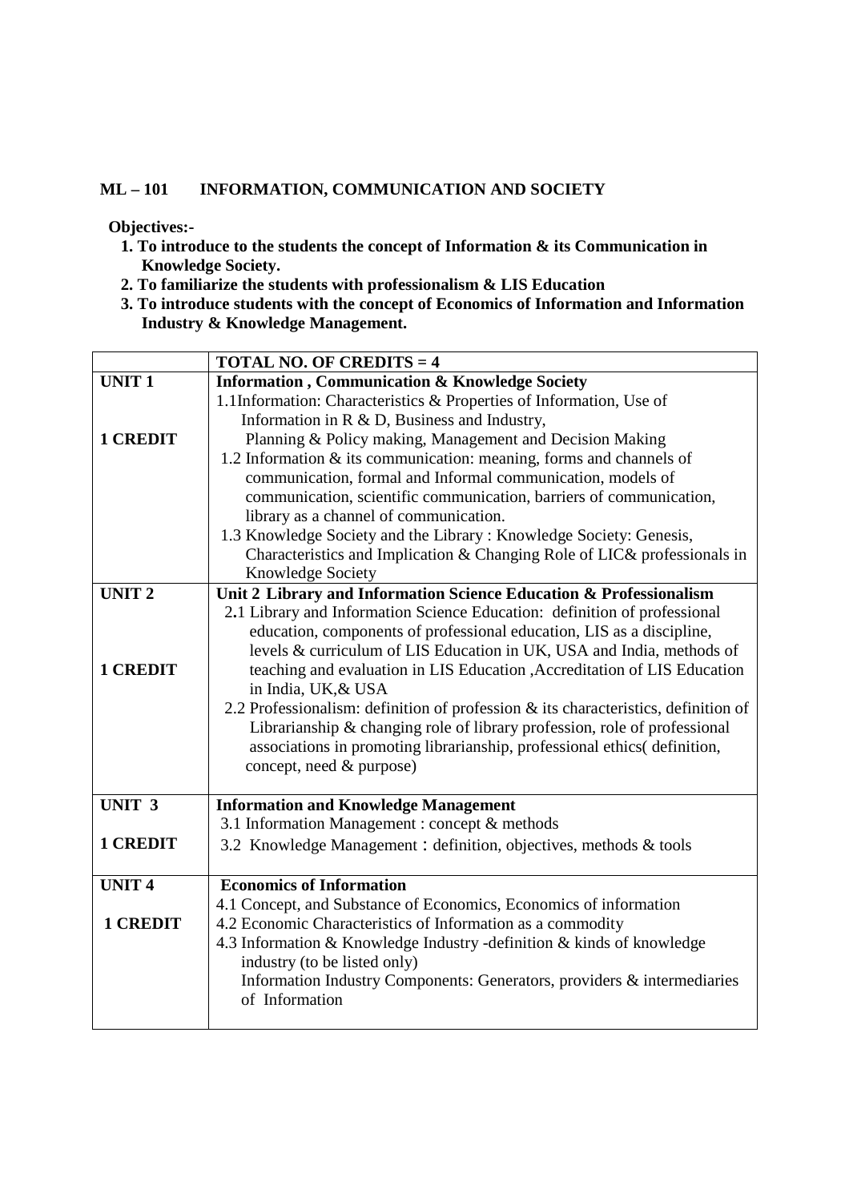## ML – 101 INFORMATION, COMMUNICATION AND SOCIETY

**Objectives:-**

1. **To introduce to the students the concept of Information & its Communication in Knowledge Society.**
2. **To familiarize the students with professionalism & LIS Education**
3. **To introduce students with the concept of Economics of Information and Information Industry & Knowledge Management.**

| | **TOTAL NO. OF CREDITS = 4** |
|---|---|
| **UNIT 1**<br><br>**1 CREDIT** | **Information , Communication & Knowledge Society**<br>1.1Information: Characteristics & Properties of Information, Use of Information in R & D, Business and Industry, Planning & Policy making, Management and Decision Making<br>1.2 Information & its communication: meaning, forms and channels of communication, formal and Informal communication, models of communication, scientific communication, barriers of communication, library as a channel of communication.<br>1.3 Knowledge Society and the Library : Knowledge Society: Genesis, Characteristics and Implication & Changing Role of LIC& professionals in Knowledge Society |
| **UNIT 2**<br><br>**1 CREDIT** | **Unit 2 Library and Information Science Education & Professionalism**<br>2.1 Library and Information Science Education: definition of professional education, components of professional education, LIS as a discipline, levels & curriculum of LIS Education in UK, USA and India, methods of teaching and evaluation in LIS Education ,Accreditation of LIS Education in India, UK,& USA<br>2.2 Professionalism: definition of profession & its characteristics, definition of Librarianship & changing role of library profession, role of professional associations in promoting librarianship, professional ethics( definition, concept, need & purpose) |
| **UNIT 3**<br><br>**1 CREDIT** | **Information and Knowledge Management**<br>3.1 Information Management : concept & methods<br>3.2 Knowledge Management : definition, objectives, methods & tools |
| **UNIT 4**<br><br>**1 CREDIT** | **Economics of Information**<br>4.1 Concept, and Substance of Economics, Economics of information<br>4.2 Economic Characteristics of Information as a commodity<br>4.3 Information & Knowledge Industry -definition & kinds of knowledge industry (to be listed only)<br>Information Industry Components: Generators, providers & intermediaries of Information |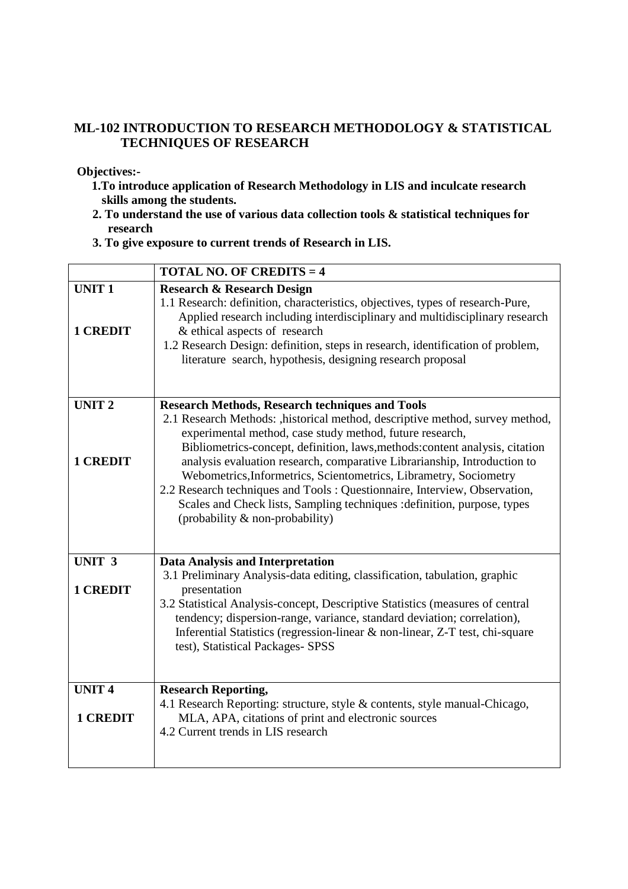## ML-102 INTRODUCTION TO RESEARCH METHODOLOGY & STATISTICAL TECHNIQUES OF RESEARCH

**Objectives:-**

1. **To introduce application of Research Methodology in LIS and inculcate research skills among the students.**
2. **To understand the use of various data collection tools & statistical techniques for research**
3. **To give exposure to current trends of Research in LIS.**

| | **TOTAL NO. OF CREDITS = 4** |
|---|---|
| **UNIT 1**<br><br>**1 CREDIT** | **Research & Research Design**<br>1.1 Research: definition, characteristics, objectives, types of research-Pure, Applied research including interdisciplinary and multidisciplinary research & ethical aspects of research<br>1.2 Research Design: definition, steps in research, identification of problem, literature search, hypothesis, designing research proposal |
| **UNIT 2**<br><br>**1 CREDIT** | **Research Methods, Research techniques and Tools**<br>2.1 Research Methods: ,historical method, descriptive method, survey method, experimental method, case study method, future research, Bibliometrics-concept, definition, laws,methods:content analysis, citation analysis evaluation research, comparative Librarianship, Introduction to Webometrics,Informetrics, Scientometrics, Librametry, Sociometry<br>2.2 Research techniques and Tools : Questionnaire, Interview, Observation, Scales and Check lists, Sampling techniques :definition, purpose, types (probability & non-probability) |
| **UNIT 3**<br><br>**1 CREDIT** | **Data Analysis and Interpretation**<br>3.1 Preliminary Analysis-data editing, classification, tabulation, graphic presentation<br>3.2 Statistical Analysis-concept, Descriptive Statistics (measures of central tendency; dispersion-range, variance, standard deviation; correlation), Inferential Statistics (regression-linear & non-linear, Z-T test, chi-square test), Statistical Packages- SPSS |
| **UNIT 4**<br><br>**1 CREDIT** | **Research Reporting,**<br>4.1 Research Reporting: structure, style & contents, style manual-Chicago, MLA, APA, citations of print and electronic sources<br>4.2 Current trends in LIS research |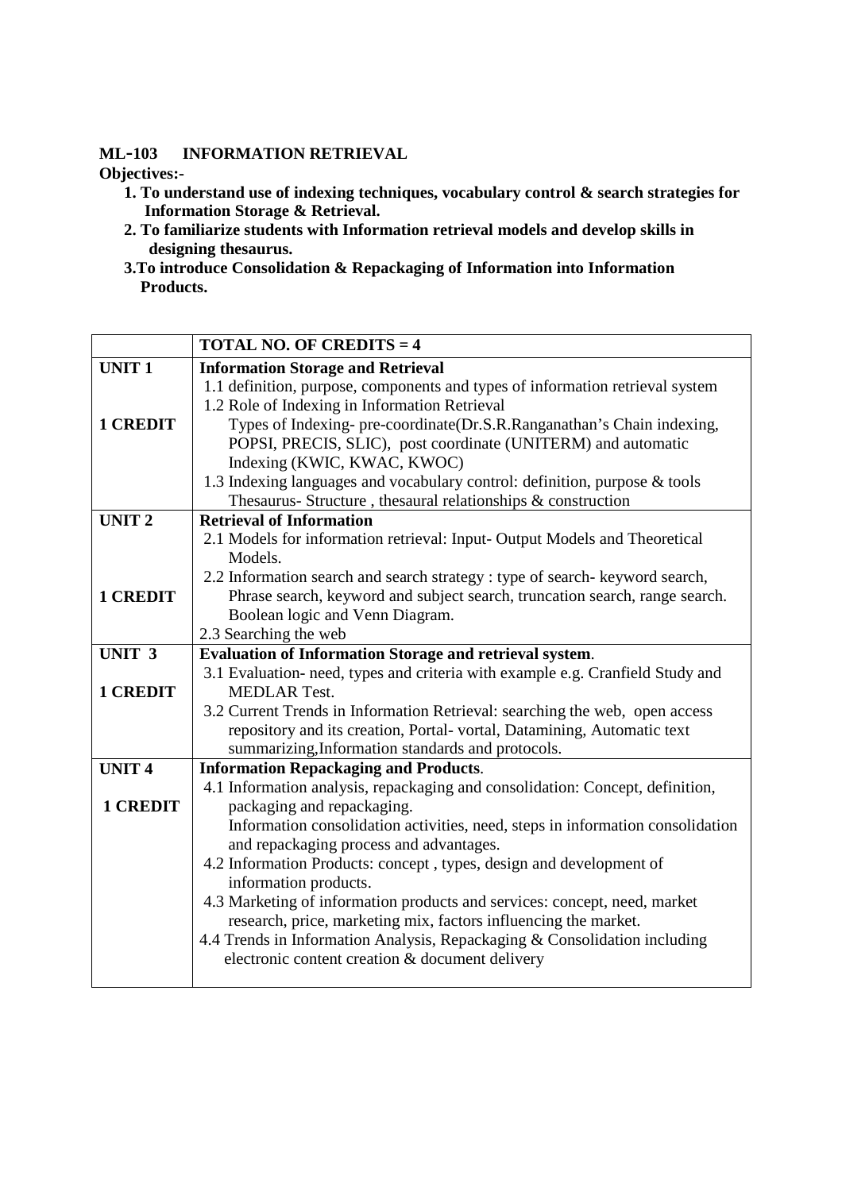**ML-103 INFORMATION RETRIEVAL**

**Objectives:-**

1. **To understand use of indexing techniques, vocabulary control & search strategies for Information Storage & Retrieval.**
2. **To familiarize students with Information retrieval models and develop skills in designing thesaurus.**
3. **To introduce Consolidation & Repackaging of Information into Information Products.**

| | **TOTAL NO. OF CREDITS = 4** |
|---|---|
| **UNIT 1**<br><br>**1 CREDIT** | **Information Storage and Retrieval**<br>1.1 definition, purpose, components and types of information retrieval system<br>1.2 Role of Indexing in Information Retrieval<br>Types of Indexing- pre-coordinate(Dr.S.R.Ranganathan's Chain indexing, POPSI, PRECIS, SLIC), post coordinate (UNITERM) and automatic Indexing (KWIC, KWAC, KWOC)<br>1.3 Indexing languages and vocabulary control: definition, purpose & tools Thesaurus- Structure , thesaural relationships & construction |
| **UNIT 2**<br><br>**1 CREDIT** | **Retrieval of Information**<br>2.1 Models for information retrieval: Input- Output Models and Theoretical Models.<br>2.2 Information search and search strategy : type of search- keyword search, Phrase search, keyword and subject search, truncation search, range search. Boolean logic and Venn Diagram.<br>2.3 Searching the web |
| **UNIT 3**<br><br>**1 CREDIT** | **Evaluation of Information Storage and retrieval system**.<br>3.1 Evaluation- need, types and criteria with example e.g. Cranfield Study and MEDLAR Test.<br>3.2 Current Trends in Information Retrieval: searching the web, open access repository and its creation, Portal- vortal, Datamining, Automatic text summarizing,Information standards and protocols. |
| **UNIT 4**<br><br>**1 CREDIT** | **Information Repackaging and Products**.<br>4.1 Information analysis, repackaging and consolidation: Concept, definition, packaging and repackaging.<br>Information consolidation activities, need, steps in information consolidation and repackaging process and advantages.<br>4.2 Information Products: concept , types, design and development of information products.<br>4.3 Marketing of information products and services: concept, need, market research, price, marketing mix, factors influencing the market.<br>4.4 Trends in Information Analysis, Repackaging & Consolidation including electronic content creation & document delivery |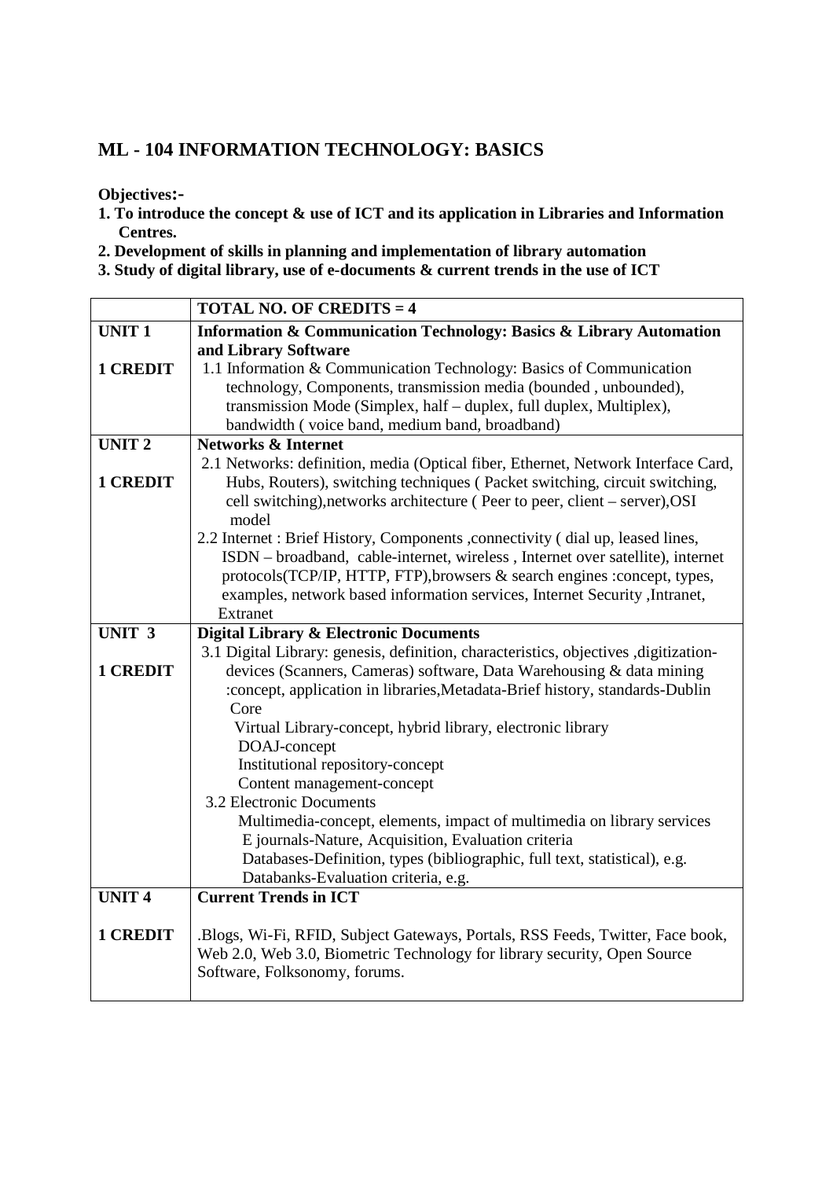## ML - 104 INFORMATION TECHNOLOGY: BASICS

**Objectives:-**

1. **To introduce the concept & use of ICT and its application in Libraries and Information Centres.**
2. **Development of skills in planning and implementation of library automation**
3. **Study of digital library, use of e-documents & current trends in the use of ICT**

| | **TOTAL NO. OF CREDITS = 4** |
|---|---|
| **UNIT 1**<br><br>**1 CREDIT** | **Information & Communication Technology: Basics & Library Automation and Library Software**<br>1.1 Information & Communication Technology: Basics of Communication technology, Components, transmission media (bounded , unbounded), transmission Mode (Simplex, half – duplex, full duplex, Multiplex), bandwidth ( voice band, medium band, broadband) |
| **UNIT 2**<br><br>**1 CREDIT** | **Networks & Internet**<br>2.1 Networks: definition, media (Optical fiber, Ethernet, Network Interface Card, Hubs, Routers), switching techniques ( Packet switching, circuit switching, cell switching),networks architecture ( Peer to peer, client – server),OSI model<br>2.2 Internet : Brief History, Components ,connectivity ( dial up, leased lines, ISDN – broadband, cable-internet, wireless , Internet over satellite), internet protocols(TCP/IP, HTTP, FTP),browsers & search engines :concept, types, examples, network based information services, Internet Security ,Intranet, Extranet |
| **UNIT 3**<br><br>**1 CREDIT** | **Digital Library & Electronic Documents**<br>3.1 Digital Library: genesis, definition, characteristics, objectives ,digitization-devices (Scanners, Cameras) software, Data Warehousing & data mining :concept, application in libraries,Metadata-Brief history, standards-Dublin Core<br>Virtual Library-concept, hybrid library, electronic library<br>DOAJ-concept<br>Institutional repository-concept<br>Content management-concept<br>3.2 Electronic Documents<br>Multimedia-concept, elements, impact of multimedia on library services<br>E journals-Nature, Acquisition, Evaluation criteria<br>Databases-Definition, types (bibliographic, full text, statistical), e.g.<br>Databanks-Evaluation criteria, e.g. |
| **UNIT 4**<br><br>**1 CREDIT** | **Current Trends in ICT**<br><br>.Blogs, Wi-Fi, RFID, Subject Gateways, Portals, RSS Feeds, Twitter, Face book, Web 2.0, Web 3.0, Biometric Technology for library security, Open Source Software, Folksonomy, forums. |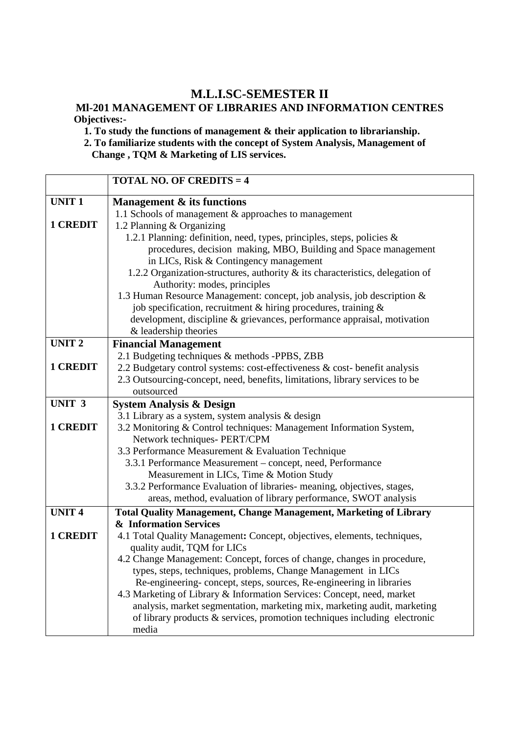# M.L.I.SC-SEMESTER II

## Ml-201 MANAGEMENT OF LIBRARIES AND INFORMATION CENTRES

**Objectives:-**

1. **To study the functions of management & their application to librarianship.**
2. **To familiarize students with the concept of System Analysis, Management of Change , TQM & Marketing of LIS services.**

| | **TOTAL NO. OF CREDITS = 4** |
|---|---|
| **UNIT 1**<br><br>**1 CREDIT** | **Management & its functions**<br>1.1 Schools of management & approaches to management<br>1.2 Planning & Organizing<br>1.2.1 Planning: definition, need, types, principles, steps, policies & procedures, decision making, MBO, Building and Space management in LICs, Risk & Contingency management<br>1.2.2 Organization-structures, authority & its characteristics, delegation of Authority: modes, principles<br>1.3 Human Resource Management: concept, job analysis, job description & job specification, recruitment & hiring procedures, training & development, discipline & grievances, performance appraisal, motivation & leadership theories |
| **UNIT 2**<br><br>**1 CREDIT** | **Financial Management**<br>2.1 Budgeting techniques & methods -PPBS, ZBB<br>2.2 Budgetary control systems: cost-effectiveness & cost- benefit analysis<br>2.3 Outsourcing-concept, need, benefits, limitations, library services to be outsourced |
| **UNIT 3**<br><br>**1 CREDIT** | **System Analysis & Design**<br>3.1 Library as a system, system analysis & design<br>3.2 Monitoring & Control techniques: Management Information System, Network techniques- PERT/CPM<br>3.3 Performance Measurement & Evaluation Technique<br>3.3.1 Performance Measurement – concept, need, Performance Measurement in LICs, Time & Motion Study<br>3.3.2 Performance Evaluation of libraries- meaning, objectives, stages, areas, method, evaluation of library performance, SWOT analysis |
| **UNIT 4**<br><br>**1 CREDIT** | **Total Quality Management, Change Management, Marketing of Library & Information Services**<br>4.1 Total Quality Management**:** Concept, objectives, elements, techniques, quality audit, TQM for LICs<br>4.2 Change Management: Concept, forces of change, changes in procedure, types, steps, techniques, problems, Change Management in LICs Re-engineering- concept, steps, sources, Re-engineering in libraries<br>4.3 Marketing of Library & Information Services: Concept, need, market analysis, market segmentation, marketing mix, marketing audit, marketing of library products & services, promotion techniques including electronic media |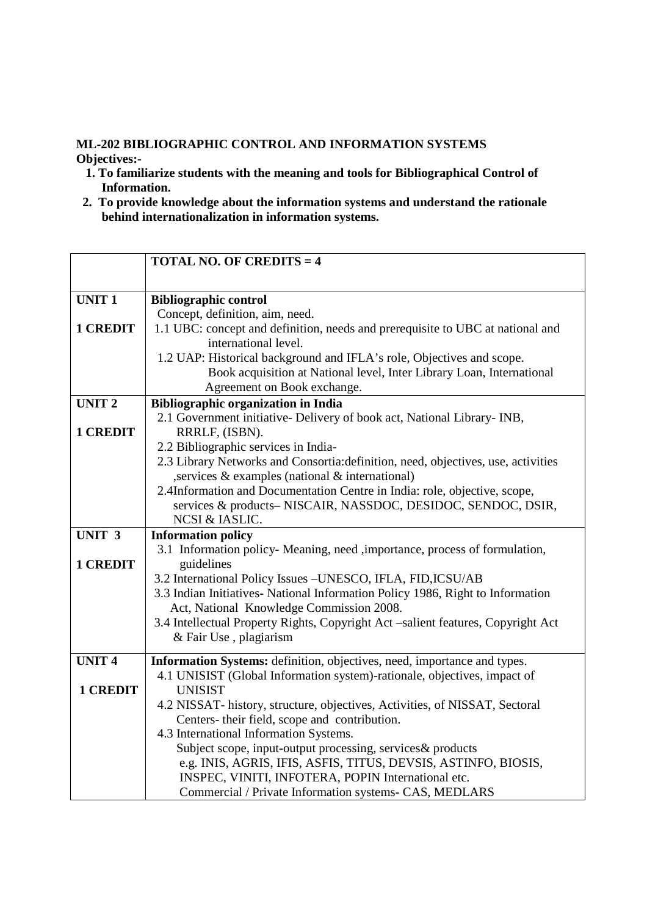**ML-202 BIBLIOGRAPHIC CONTROL AND INFORMATION SYSTEMS**

**Objectives:-**

1. **To familiarize students with the meaning and tools for Bibliographical Control of Information.**
2. **To provide knowledge about the information systems and understand the rationale behind internationalization in information systems.**

| | **TOTAL NO. OF CREDITS = 4** |
|---|---|
| **UNIT 1**<br><br>**1 CREDIT** | **Bibliographic control**<br>Concept, definition, aim, need.<br>1.1 UBC: concept and definition, needs and prerequisite to UBC at national and international level.<br>1.2 UAP: Historical background and IFLA's role, Objectives and scope. Book acquisition at National level, Inter Library Loan, International Agreement on Book exchange. |
| **UNIT 2**<br><br>**1 CREDIT** | **Bibliographic organization in India**<br>2.1 Government initiative- Delivery of book act, National Library- INB, RRRLF, (ISBN).<br>2.2 Bibliographic services in India-<br>2.3 Library Networks and Consortia:definition, need, objectives, use, activities ,services & examples (national & international)<br>2.4Information and Documentation Centre in India: role, objective, scope, services & products– NISCAIR, NASSDOC, DESIDOC, SENDOC, DSIR, NCSI & IASLIC. |
| **UNIT 3**<br><br>**1 CREDIT** | **Information policy**<br>3.1 Information policy- Meaning, need ,importance, process of formulation, guidelines<br>3.2 International Policy Issues –UNESCO, IFLA, FID,ICSU/AB<br>3.3 Indian Initiatives- National Information Policy 1986, Right to Information Act, National Knowledge Commission 2008.<br>3.4 Intellectual Property Rights, Copyright Act –salient features, Copyright Act & Fair Use , plagiarism |
| **UNIT 4**<br><br>**1 CREDIT** | **Information Systems:** definition, objectives, need, importance and types.<br>4.1 UNISIST (Global Information system)-rationale, objectives, impact of UNISIST<br>4.2 NISSAT- history, structure, objectives, Activities, of NISSAT, Sectoral Centers- their field, scope and contribution.<br>4.3 International Information Systems.<br>Subject scope, input-output processing, services& products<br>e.g. INIS, AGRIS, IFIS, ASFIS, TITUS, DEVSIS, ASTINFO, BIOSIS, INSPEC, VINITI, INFOTERA, POPIN International etc.<br>Commercial / Private Information systems- CAS, MEDLARS |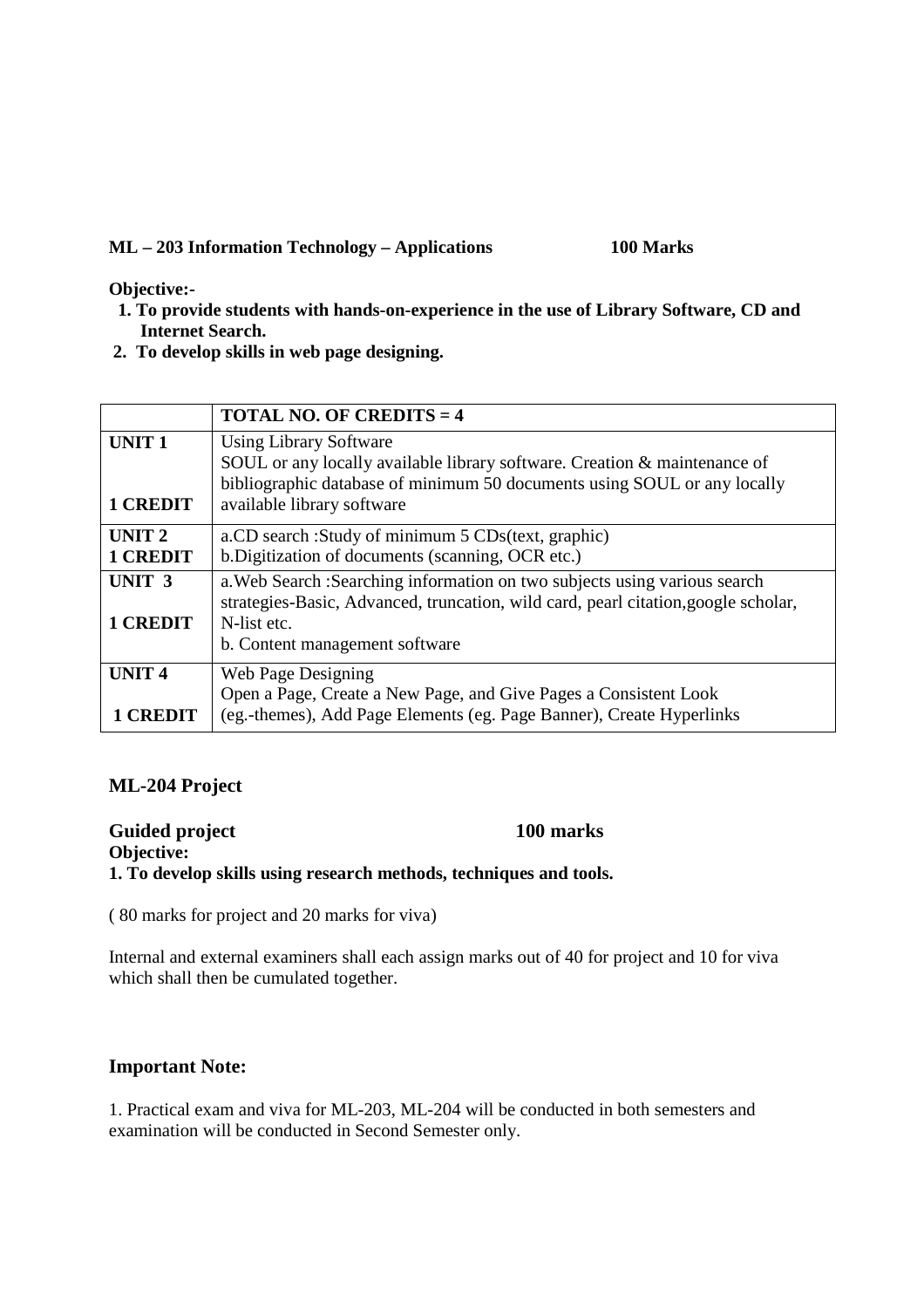**ML – 203 Information Technology – Applications 100 Marks**

**Objective:-**

1. **To provide students with hands-on-experience in the use of Library Software, CD and Internet Search.**
2. **To develop skills in web page designing.**

| | **TOTAL NO. OF CREDITS = 4** |
|---|---|
| **UNIT 1**<br><br>**1 CREDIT** | Using Library Software<br>SOUL or any locally available library software. Creation & maintenance of bibliographic database of minimum 50 documents using SOUL or any locally available library software |
| **UNIT 2**<br>**1 CREDIT** | a.CD search :Study of minimum 5 CDs(text, graphic)<br>b.Digitization of documents (scanning, OCR etc.) |
| **UNIT 3**<br><br>**1 CREDIT** | a.Web Search :Searching information on two subjects using various search strategies-Basic, Advanced, truncation, wild card, pearl citation,google scholar, N-list etc.<br>b. Content management software |
| **UNIT 4**<br><br>**1 CREDIT** | Web Page Designing<br>Open a Page, Create a New Page, and Give Pages a Consistent Look (eg.-themes), Add Page Elements (eg. Page Banner), Create Hyperlinks |

## ML-204 Project

**Guided project 100 marks**

**Objective:**

**1. To develop skills using research methods, techniques and tools.**

( 80 marks for project and 20 marks for viva)

Internal and external examiners shall each assign marks out of 40 for project and 10 for viva which shall then be cumulated together.

## Important Note:

1. Practical exam and viva for ML-203, ML-204 will be conducted in both semesters and examination will be conducted in Second Semester only.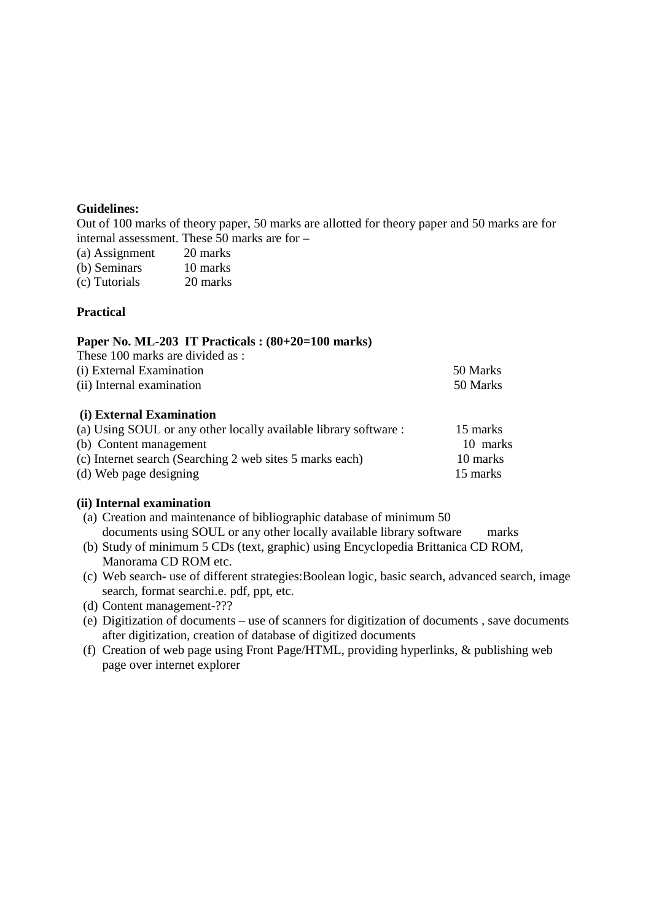**Guidelines:**

Out of 100 marks of theory paper, 50 marks are allotted for theory paper and 50 marks are for internal assessment. These 50 marks are for –

(a) Assignment 20 marks
(b) Seminars 10 marks
(c) Tutorials 20 marks

**Practical**

**Paper No. ML-203 IT Practicals : (80+20=100 marks)**

These 100 marks are divided as :

| | |
|---|---|
| (i) External Examination | 50 Marks |
| (ii) Internal examination | 50 Marks |

**(i) External Examination**

| | |
|---|---|
| (a) Using SOUL or any other locally available library software : | 15 marks |
| (b) Content management | 10 marks |
| (c) Internet search (Searching 2 web sites 5 marks each) | 10 marks |
| (d) Web page designing | 15 marks |

**(ii) Internal examination**

(a) Creation and maintenance of bibliographic database of minimum 50 documents using SOUL or any other locally available library software marks
(b) Study of minimum 5 CDs (text, graphic) using Encyclopedia Brittanica CD ROM, Manorama CD ROM etc.
(c) Web search- use of different strategies:Boolean logic, basic search, advanced search, image search, format searchi.e. pdf, ppt, etc.
(d) Content management-???
(e) Digitization of documents – use of scanners for digitization of documents , save documents after digitization, creation of database of digitized documents
(f) Creation of web page using Front Page/HTML, providing hyperlinks, & publishing web page over internet explorer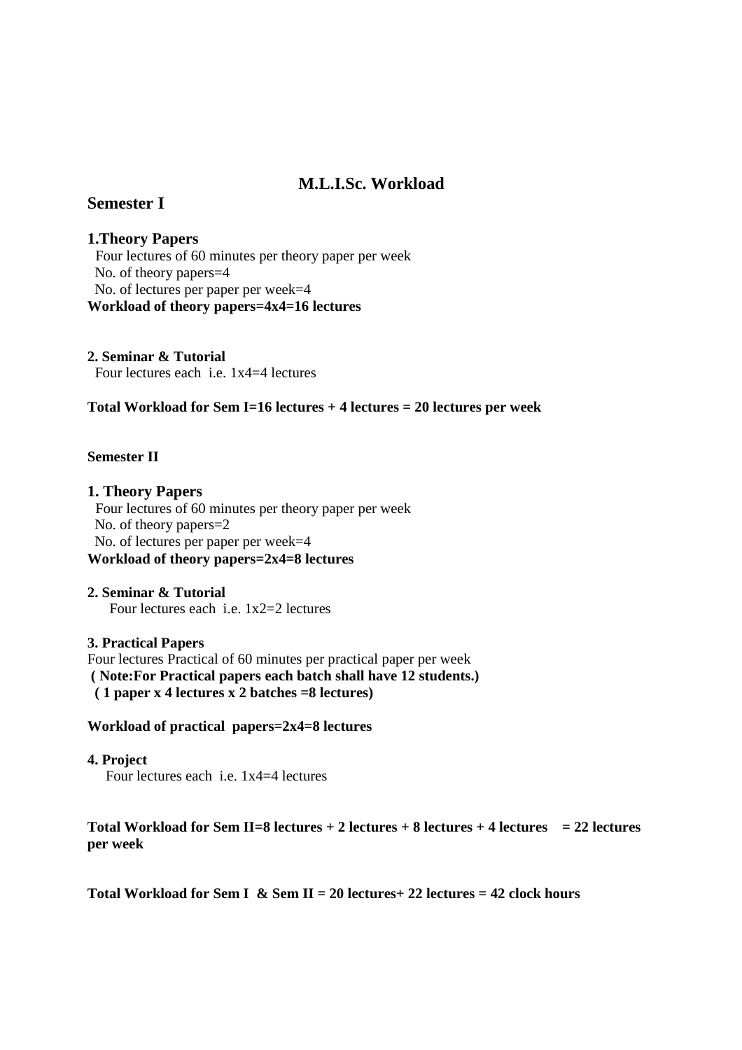# M.L.I.Sc. Workload

## Semester I

### 1.Theory Papers

Four lectures of 60 minutes per theory paper per week
No. of theory papers=4
No. of lectures per paper per week=4
**Workload of theory papers=4x4=16 lectures**

**2. Seminar & Tutorial**
Four lectures each i.e. 1x4=4 lectures

**Total Workload for Sem I=16 lectures + 4 lectures = 20 lectures per week**

**Semester II**

### 1. Theory Papers

Four lectures of 60 minutes per theory paper per week
No. of theory papers=2
No. of lectures per paper per week=4
**Workload of theory papers=2x4=8 lectures**

**2. Seminar & Tutorial**
Four lectures each i.e. 1x2=2 lectures

**3. Practical Papers**
Four lectures Practical of 60 minutes per practical paper per week
**( Note:For Practical papers each batch shall have 12 students.)**
**( 1 paper x 4 lectures x 2 batches =8 lectures)**

**Workload of practical papers=2x4=8 lectures**

**4. Project**
Four lectures each i.e. 1x4=4 lectures

**Total Workload for Sem II=8 lectures + 2 lectures + 8 lectures + 4 lectures = 22 lectures per week**

**Total Workload for Sem I & Sem II = 20 lectures+ 22 lectures = 42 clock hours**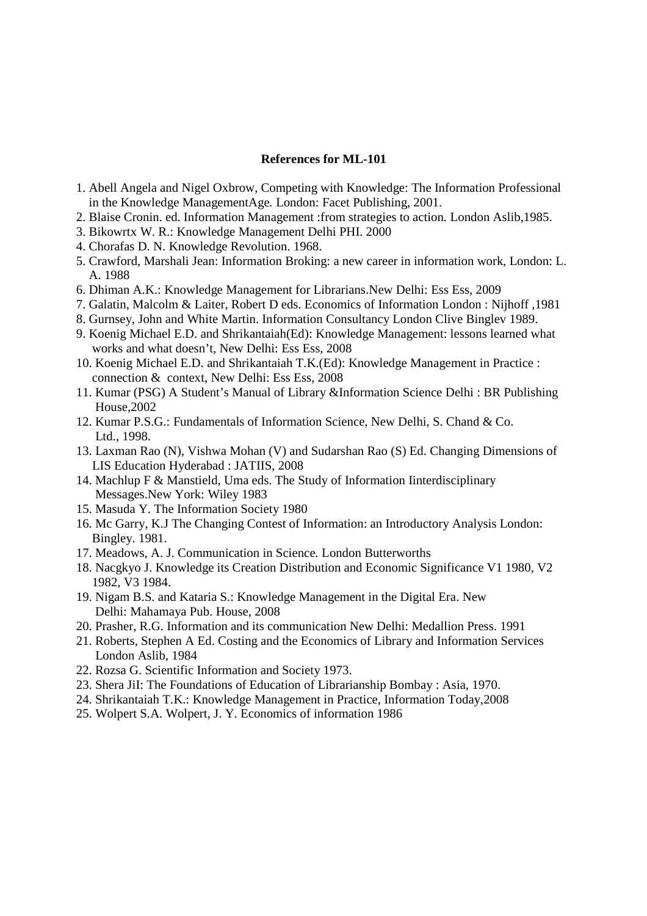**References for ML-101**

1. Abell Angela and Nigel Oxbrow, Competing with Knowledge: The Information Professional in the Knowledge ManagementAge. London: Facet Publishing, 2001.
2. Blaise Cronin. ed. Information Management :from strategies to action. London Aslib,1985.
3. Bikowrtx W. R.: Knowledge Management Delhi PHI. 2000
4. Chorafas D. N. Knowledge Revolution. 1968.
5. Crawford, Marshali Jean: Information Broking: a new career in information work, London: L. A. 1988
6. Dhiman A.K.: Knowledge Management for Librarians.New Delhi: Ess Ess, 2009
7. Galatin, Malcolm & Laiter, Robert D eds. Economics of Information London : Nijhoff ,1981
8. Gurnsey, John and White Martin. Information Consultancy London Clive Binglev 1989.
9. Koenig Michael E.D. and Shrikantaiah(Ed): Knowledge Management: lessons learned what works and what doesn't, New Delhi: Ess Ess, 2008
10. Koenig Michael E.D. and Shrikantaiah T.K.(Ed): Knowledge Management in Practice : connection & context, New Delhi: Ess Ess, 2008
11. Kumar (PSG) A Student's Manual of Library &Information Science Delhi : BR Publishing House,2002
12. Kumar P.S.G.: Fundamentals of Information Science, New Delhi, S. Chand & Co. Ltd., 1998.
13. Laxman Rao (N), Vishwa Mohan (V) and Sudarshan Rao (S) Ed. Changing Dimensions of LIS Education Hyderabad : JATIIS, 2008
14. Machlup F & Manstield, Uma eds. The Study of Information Iinterdisciplinary Messages.New York: Wiley 1983
15. Masuda Y. The Information Society 1980
16. Mc Garry, K.J The Changing Contest of Information: an Introductory Analysis London: Bingley. 1981.
17. Meadows, A. J. Communication in Science. London Butterworths
18. Nacgkyo J. Knowledge its Creation Distribution and Economic Significance V1 1980, V2 1982, V3 1984.
19. Nigam B.S. and Kataria S.: Knowledge Management in the Digital Era. New Delhi: Mahamaya Pub. House, 2008
20. Prasher, R.G. Information and its communication New Delhi: Medallion Press. 1991
21. Roberts, Stephen A Ed. Costing and the Economics of Library and Information Services London Aslib, 1984
22. Rozsa G. Scientific Information and Society 1973.
23. Shera JiI: The Foundations of Education of Librarianship Bombay : Asia, 1970.
24. Shrikantaiah T.K.: Knowledge Management in Practice, Information Today,2008
25. Wolpert S.A. Wolpert, J. Y. Economics of information 1986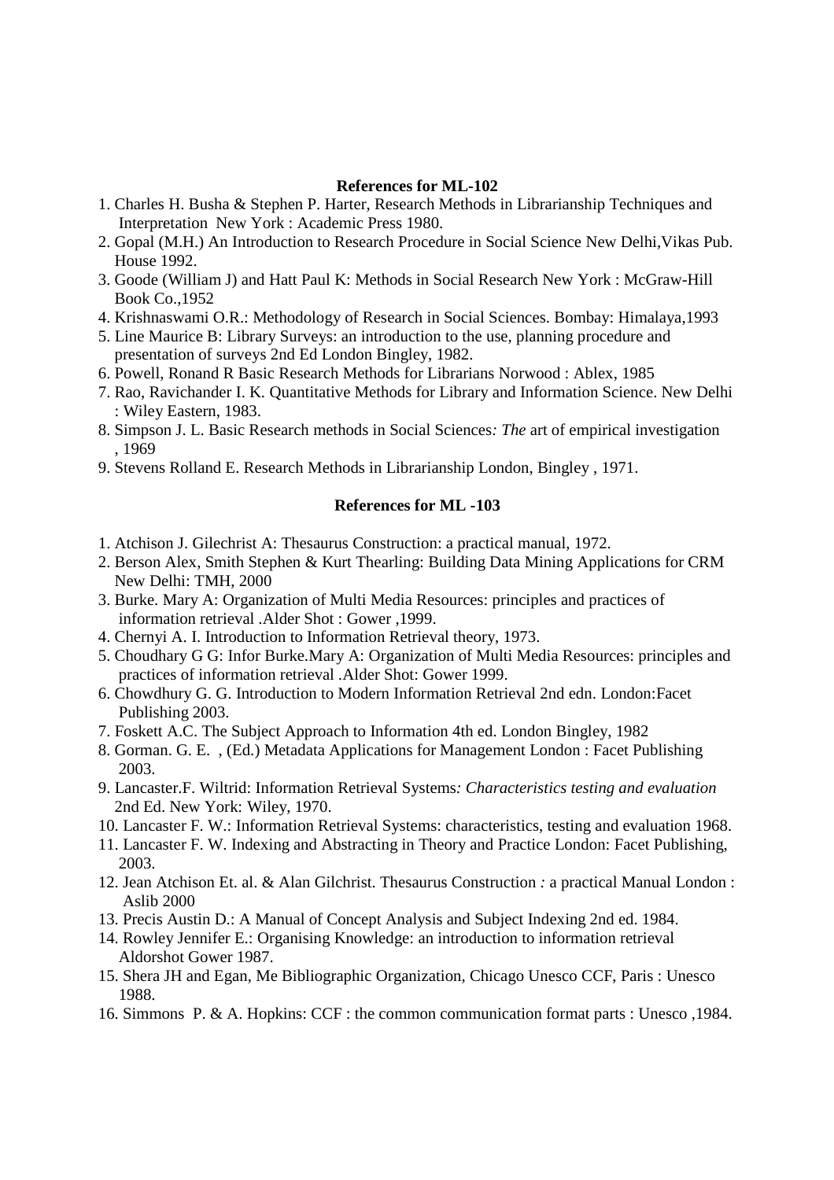**References for ML-102**

1. Charles H. Busha & Stephen P. Harter, Research Methods in Librarianship Techniques and Interpretation New York : Academic Press 1980.
2. Gopal (M.H.) An Introduction to Research Procedure in Social Science New Delhi,Vikas Pub. House 1992.
3. Goode (William J) and Hatt Paul K: Methods in Social Research New York : McGraw-Hill Book Co.,1952
4. Krishnaswami O.R.: Methodology of Research in Social Sciences. Bombay: Himalaya,1993
5. Line Maurice B: Library Surveys: an introduction to the use, planning procedure and presentation of surveys 2nd Ed London Bingley, 1982.
6. Powell, Ronand R Basic Research Methods for Librarians Norwood : Ablex, 1985
7. Rao, Ravichander I. K. Quantitative Methods for Library and Information Science. New Delhi : Wiley Eastern, 1983.
8. Simpson J. L. Basic Research methods in Social Sciences*: The* art of empirical investigation , 1969
9. Stevens Rolland E. Research Methods in Librarianship London, Bingley , 1971.

**References for ML -103**

1. Atchison J. Gilechrist A: Thesaurus Construction: a practical manual, 1972.
2. Berson Alex, Smith Stephen & Kurt Thearling: Building Data Mining Applications for CRM New Delhi: TMH, 2000
3. Burke. Mary A: Organization of Multi Media Resources: principles and practices of information retrieval .Alder Shot : Gower ,1999.
4. Chernyi A. I. Introduction to Information Retrieval theory, 1973.
5. Choudhary G G: Infor Burke.Mary A: Organization of Multi Media Resources: principles and practices of information retrieval .Alder Shot: Gower 1999.
6. Chowdhury G. G. Introduction to Modern Information Retrieval 2nd edn. London:Facet Publishing 2003.
7. Foskett A.C. The Subject Approach to Information 4th ed. London Bingley, 1982
8. Gorman. G. E. , (Ed.) Metadata Applications for Management London : Facet Publishing 2003.
9. Lancaster.F. Wiltrid: Information Retrieval Systems*: Characteristics testing and evaluation* 2nd Ed. New York: Wiley, 1970.
10. Lancaster F. W.: Information Retrieval Systems: characteristics, testing and evaluation 1968.
11. Lancaster F. W. Indexing and Abstracting in Theory and Practice London: Facet Publishing, 2003.
12. Jean Atchison Et. al. & Alan Gilchrist. Thesaurus Construction *:* a practical Manual London : Aslib 2000
13. Precis Austin D.: A Manual of Concept Analysis and Subject Indexing 2nd ed. 1984.
14. Rowley Jennifer E.: Organising Knowledge: an introduction to information retrieval Aldorshot Gower 1987.
15. Shera JH and Egan, Me Bibliographic Organization, Chicago Unesco CCF, Paris : Unesco 1988.
16. Simmons P. & A. Hopkins: CCF : the common communication format parts : Unesco ,1984.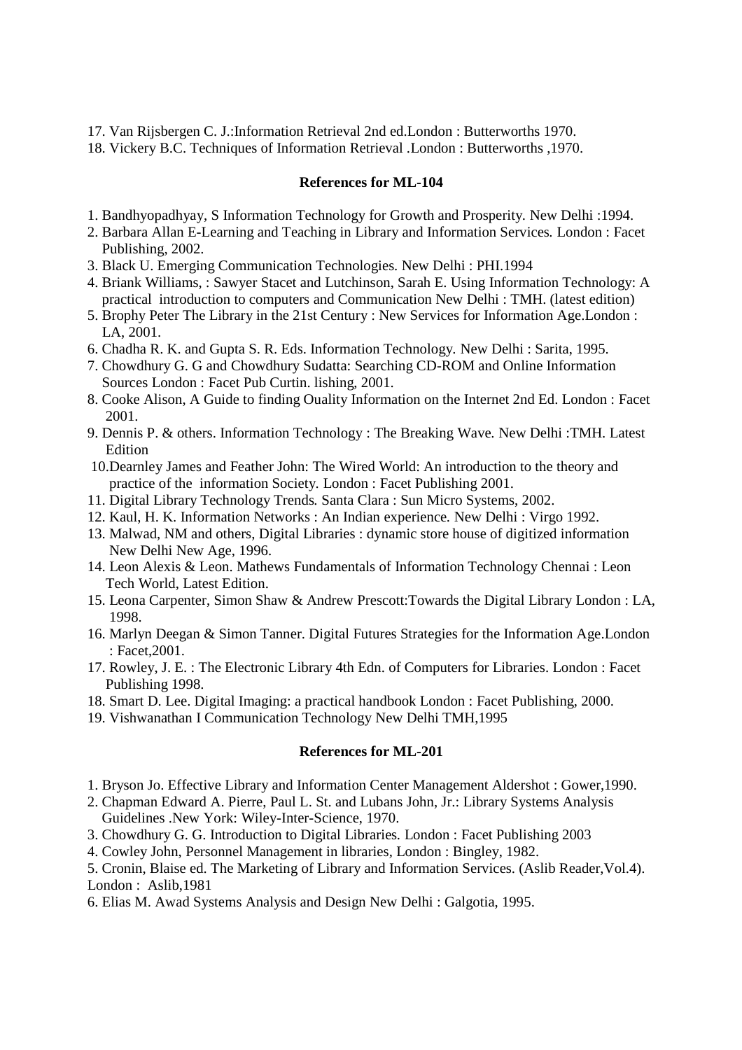17. Van Rijsbergen C. J.:Information Retrieval 2nd ed.London : Butterworths 1970.
18. Vickery B.C. Techniques of Information Retrieval .London : Butterworths ,1970.

**References for ML-104**

1. Bandhyopadhyay, S Information Technology for Growth and Prosperity. New Delhi :1994.
2. Barbara Allan E-Learning and Teaching in Library and Information Services. London : Facet Publishing, 2002.
3. Black U. Emerging Communication Technologies. New Delhi : PHI.1994
4. Briank Williams, : Sawyer Stacet and Lutchinson, Sarah E. Using Information Technology: A practical introduction to computers and Communication New Delhi : TMH. (latest edition)
5. Brophy Peter The Library in the 21st Century : New Services for Information Age.London : LA, 2001.
6. Chadha R. K. and Gupta S. R. Eds. Information Technology. New Delhi : Sarita, 1995.
7. Chowdhury G. G and Chowdhury Sudatta: Searching CD-ROM and Online Information Sources London : Facet Pub Curtin. lishing, 2001.
8. Cooke Alison, A Guide to finding Ouality Information on the Internet 2nd Ed. London : Facet 2001.
9. Dennis P. & others. Information Technology : The Breaking Wave. New Delhi :TMH. Latest Edition
10. Dearnley James and Feather John: The Wired World: An introduction to the theory and practice of the information Society. London : Facet Publishing 2001.
11. Digital Library Technology Trends. Santa Clara : Sun Micro Systems, 2002.
12. Kaul, H. K. Information Networks : An Indian experience. New Delhi : Virgo 1992.
13. Malwad, NM and others, Digital Libraries : dynamic store house of digitized information New Delhi New Age, 1996.
14. Leon Alexis & Leon. Mathews Fundamentals of Information Technology Chennai : Leon Tech World, Latest Edition.
15. Leona Carpenter, Simon Shaw & Andrew Prescott:Towards the Digital Library London : LA, 1998.
16. Marlyn Deegan & Simon Tanner. Digital Futures Strategies for the Information Age.London : Facet,2001.
17. Rowley, J. E. : The Electronic Library 4th Edn. of Computers for Libraries. London : Facet Publishing 1998.
18. Smart D. Lee. Digital Imaging: a practical handbook London : Facet Publishing, 2000.
19. Vishwanathan I Communication Technology New Delhi TMH,1995

**References for ML-201**

1. Bryson Jo. Effective Library and Information Center Management Aldershot : Gower,1990.
2. Chapman Edward A. Pierre, Paul L. St. and Lubans John, Jr.: Library Systems Analysis Guidelines .New York: Wiley-Inter-Science, 1970.
3. Chowdhury G. G. Introduction to Digital Libraries. London : Facet Publishing 2003
4. Cowley John, Personnel Management in libraries, London : Bingley, 1982.
5. Cronin, Blaise ed. The Marketing of Library and Information Services. (Aslib Reader,Vol.4). London : Aslib,1981
6. Elias M. Awad Systems Analysis and Design New Delhi : Galgotia, 1995.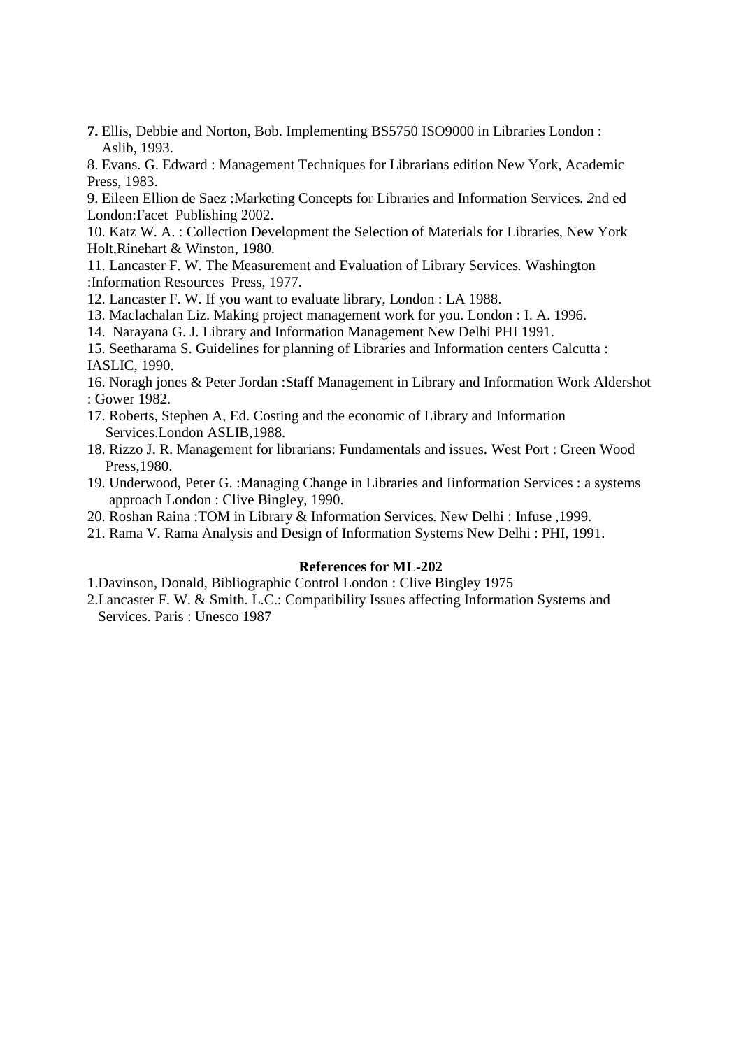**7.** Ellis, Debbie and Norton, Bob. Implementing BS5750 ISO9000 in Libraries London : Aslib, 1993.

8. Evans. G. Edward : Management Techniques for Librarians edition New York, Academic Press, 1983.

9. Eileen Ellion de Saez :Marketing Concepts for Libraries and Information Services. 2nd ed London:Facet Publishing 2002.

10. Katz W. A. : Collection Development the Selection of Materials for Libraries, New York Holt,Rinehart & Winston, 1980.

11. Lancaster F. W. The Measurement and Evaluation of Library Services. Washington :Information Resources Press, 1977.

12. Lancaster F. W. If you want to evaluate library, London : LA 1988.

13. Maclachalan Liz. Making project management work for you. London : I. A. 1996.

14. Narayana G. J. Library and Information Management New Delhi PHI 1991.

15. Seetharama S. Guidelines for planning of Libraries and Information centers Calcutta : IASLIC, 1990.

16. Noragh jones & Peter Jordan :Staff Management in Library and Information Work Aldershot : Gower 1982.

17. Roberts, Stephen A, Ed. Costing and the economic of Library and Information Services.London ASLIB,1988.

18. Rizzo J. R. Management for librarians: Fundamentals and issues. West Port : Green Wood Press,1980.

19. Underwood, Peter G. :Managing Change in Libraries and Iinformation Services : a systems approach London : Clive Bingley, 1990.

20. Roshan Raina :TOM in Library & Information Services. New Delhi : Infuse ,1999.

21. Rama V. Rama Analysis and Design of Information Systems New Delhi : PHI, 1991.

**References for ML-202**

1.Davinson, Donald, Bibliographic Control London : Clive Bingley 1975

2.Lancaster F. W. & Smith. L.C.: Compatibility Issues affecting Information Systems and Services. Paris : Unesco 1987